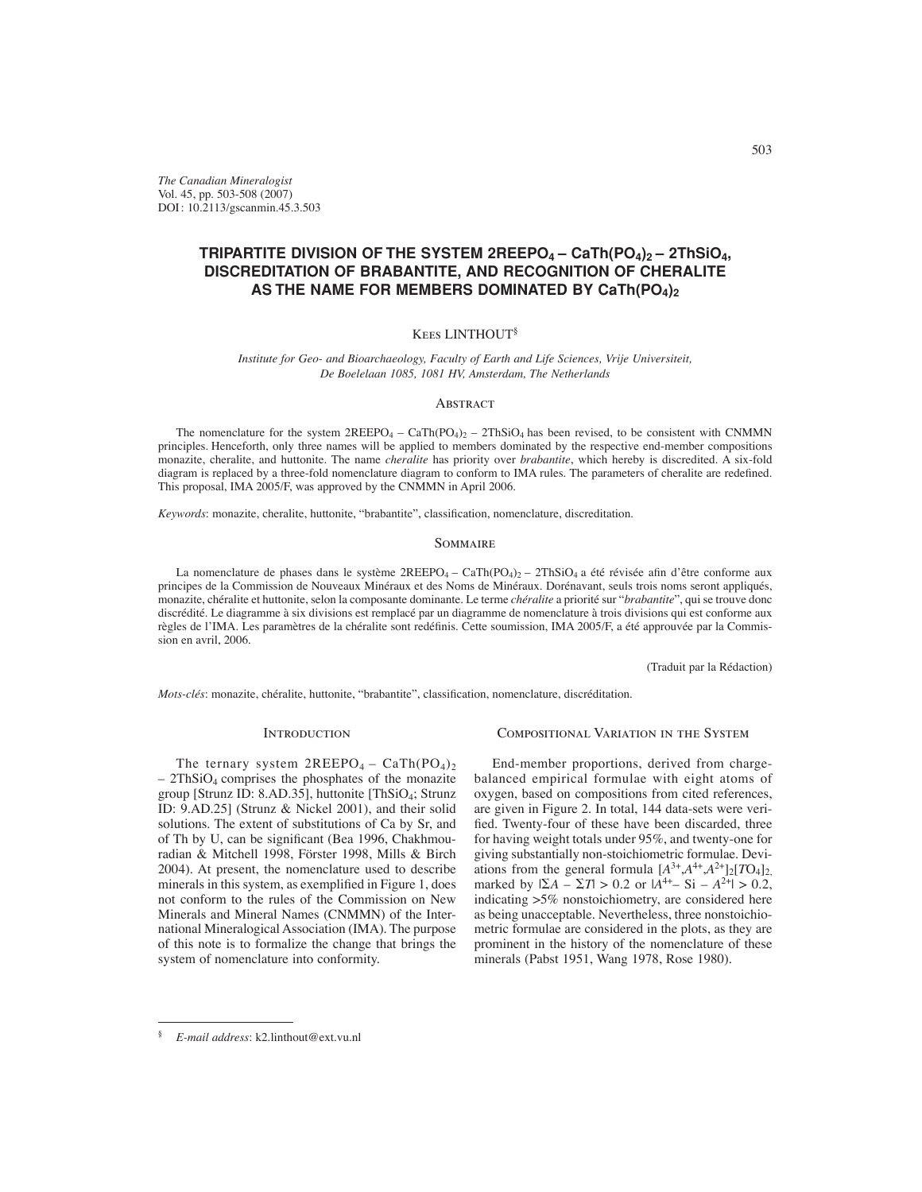*The Canadian Mineralogist*
Vol. 45, pp. 503-508 (2007)
DOI : 10.2113/gscanmin.45.3.503

# TRIPARTITE DIVISION OF THE SYSTEM $2REEPO_4 – CaTh(PO_4)_2 – 2ThSiO_4$, DISCREDITATION OF BRABANTITE, AND RECOGNITION OF CHERALITE AS THE NAME FOR MEMBERS DOMINATED BY $CaTh(PO_4)_2$

Kees LINTHOUT[§]

*Institute for Geo- and Bioarchaeology, Faculty of Earth and Life Sciences, Vrije Universiteit, De Boelelaan 1085, 1081 HV, Amsterdam, The Netherlands*

## Abstract

The nomenclature for the system $2REEPO_4 – CaTh(PO_4)_2 – 2ThSiO_4$ has been revised, to be consistent with CNMMN principles. Henceforth, only three names will be applied to members dominated by the respective end-member compositions monazite, cheralite, and huttonite. The name *cheralite* has priority over *brabantite*, which hereby is discredited. A six-fold diagram is replaced by a three-fold nomenclature diagram to conform to IMA rules. The parameters of cheralite are redefined. This proposal, IMA 2005/F, was approved by the CNMMN in April 2006.

*Keywords*: monazite, cheralite, huttonite, "brabantite", classification, nomenclature, discreditation.

## Sommaire

La nomenclature de phases dans le système $2REEPO_4 – CaTh(PO_4)_2 – 2ThSiO_4$ a été révisée afin d'être conforme aux principes de la Commission de Nouveaux Minéraux et des Noms de Minéraux. Dorénavant, seuls trois noms seront appliqués, monazite, chéralite et huttonite, selon la composante dominante. Le terme *chéralite* a priorité sur "*brabantite*", qui se trouve donc discrédité. Le diagramme à six divisions est remplacé par un diagramme de nomenclature à trois divisions qui est conforme aux règles de l'IMA. Les paramètres de la chéralite sont redéfinis. Cette soumission, IMA 2005/F, a été approuvée par la Commission en avril, 2006.

(Traduit par la Rédaction)

*Mots-clés*: monazite, chéralite, huttonite, "brabantite", classification, nomenclature, discréditation.

## Introduction

The ternary system $2REEPO_4 – CaTh(PO_4)_2 – 2ThSiO_4$ comprises the phosphates of the monazite group [Strunz ID: 8.AD.35], huttonite [$ThSiO_4$; Strunz ID: 9.AD.25] (Strunz & Nickel 2001), and their solid solutions. The extent of substitutions of Ca by Sr, and of Th by U, can be significant (Bea 1996, Chakhmouradian & Mitchell 1998, Förster 1998, Mills & Birch 2004). At present, the nomenclature used to describe minerals in this system, as exemplified in Figure 1, does not conform to the rules of the Commission on New Minerals and Mineral Names (CNMMN) of the International Mineralogical Association (IMA). The purpose of this note is to formalize the change that brings the system of nomenclature into conformity.

## Compositional Variation in the System

End-member proportions, derived from charge-balanced empirical formulae with eight atoms of oxygen, based on compositions from cited references, are given in Figure 2. In total, 144 data-sets were verified. Twenty-four of these have been discarded, three for having weight totals under 95%, and twenty-one for giving substantially non-stoichiometric formulae. Deviations from the general formula $[A^{3+},A^{4+},A^{2+}]_2[TO_4]_2$, marked by $|\Sigma A - \Sigma T| > 0.2$ or $|A^{4+} - Si - A^{2+}| > 0.2$, indicating >5% nonstoichiometry, are considered here as being unacceptable. Nevertheless, three nonstoichiometric formulae are considered in the plots, as they are prominent in the history of the nomenclature of these minerals (Pabst 1951, Wang 1978, Rose 1980).

[§] *E-mail address*: k2.linthout@ext.vu.nl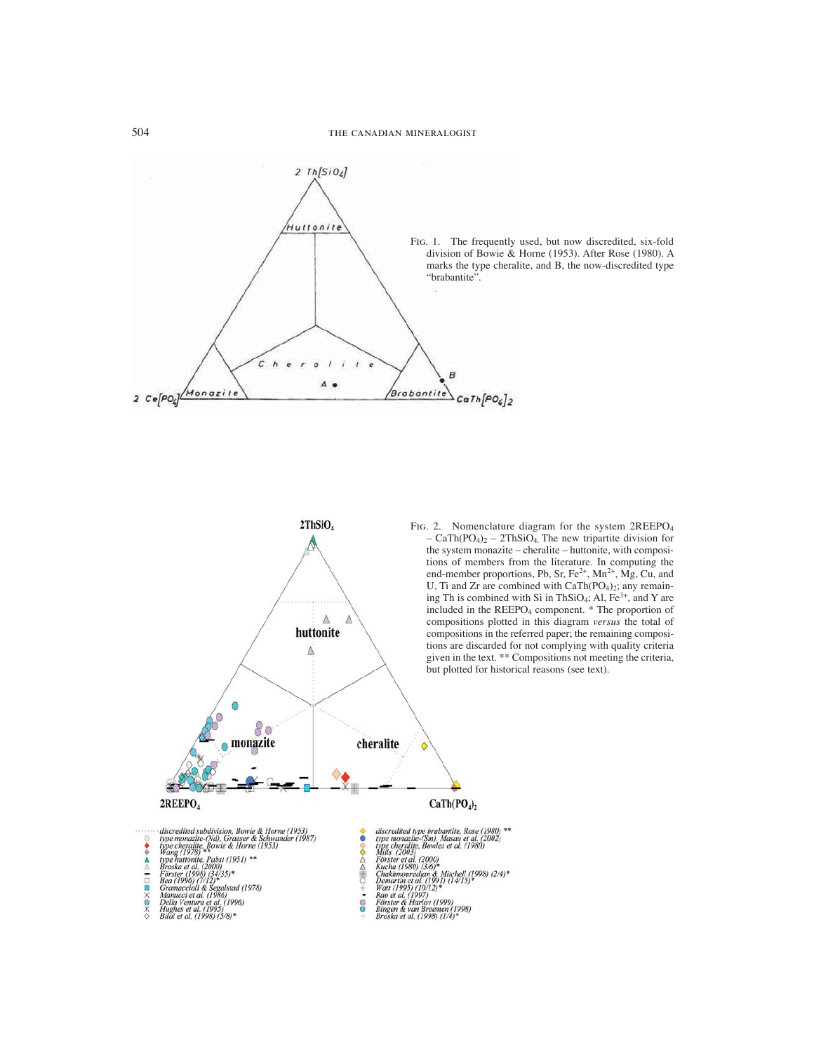FIG. 1. The frequently used, but now discredited, six-fold division of Bowie & Horne (1953). After Rose (1980). A marks the type cheralite, and B, the now-discredited type "brabantite".

FIG. 2. Nomenclature diagram for the system $2REEPO_4 – CaTh(PO_4)_2 – 2ThSiO_4$. The new tripartite division for the system monazite – cheralite – huttonite, with compositions of members from the literature. In computing the end-member proportions, Pb, Sr, $Fe^{2+}$, $Mn^{2+}$, Mg, Cu, and U, Ti and Zr are combined with $CaTh(PO_4)_2$; any remaining Th is combined with Si in $ThSiO_4$; Al, $Fe^{3+}$, and Y are included in the $REEPO_4$ component. * The proportion of compositions plotted in this diagram *versus* the total of compositions in the referred paper; the remaining compositions are discarded for not complying with quality criteria given in the text. ** Compositions not meeting the criteria, but plotted for historical reasons (see text).

- discredited subdivision, Bowie & Horne (1953)
- type monazite-(Nd), Graeser & Schwander (1987)
- type cheralite, Bowie & Horne (1953)
- Wang (1978) **
- type huttonite, Pabst (1951) **
- Broska et al. (2000)
- Förster (1998) (34/35)*
- Bea (1996) (7/12)*
- Gramaccioli & Segalstad (1978)
- Marucci et al. (1986)
- Della Ventura et al. (1996)
- Hughes et al. (1995)
- Bilal et al. (1998) (5/8)*
- discredited type brabantite, Rose (1980) **
- type monazite-(Sm), Masau et al. (2002)
- type cheralite, Bowles et al. (1980)
- Mills (2003)
- Förster et al. (2000)
- Kucha (1980) (3/6)*
- Chakhmouradian & Mitchell (1998) (2/4)*
- Demartin et al. (1991) (14/15)*
- Watt (1995) (10/12)*
- Rao et al. (1997)
- Förster & Harlov (1999)
- Bingen & van Breemen (1998)
- Broska et al. (1998) (1/4)*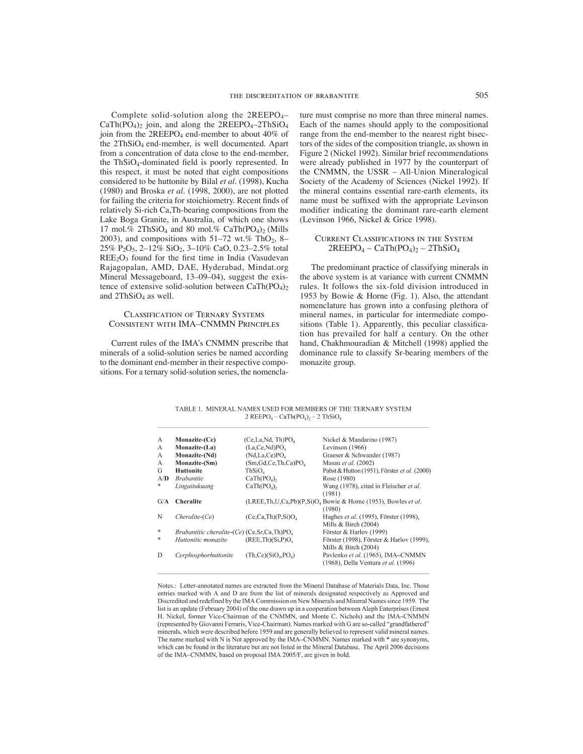Complete solid-solution along the $2REEPO_4$–$CaTh(PO_4)_2$ join, and along the $2REEPO_4$–$2ThSiO_4$ join from the $2REEPO_4$ end-member to about 40% of the $2ThSiO_4$ end-member, is well documented. Apart from a concentration of data close to the end-member, the $ThSiO_4$-dominated field is poorly represented. In this respect, it must be noted that eight compositions considered to be huttonite by Bilal *et al*. (1998), Kucha (1980) and Broska *et al*. (1998, 2000), are not plotted for failing the criteria for stoichiometry. Recent finds of relatively Si-rich Ca,Th-bearing compositions from the Lake Boga Granite, in Australia, of which one shows 17 mol.% $2ThSiO_4$ and 80 mol.% $CaTh(PO_4)_2$ (Mills 2003), and compositions with 51–72 wt.% $ThO_2$, 8–25% $P_2O_5$, 2–12% $SiO_2$, 3–10% CaO, 0.23–2.5% total $REE_2O_3$ found for the first time in India (Vasudevan Rajagopalan, AMD, DAE, Hyderabad, Mindat.org Mineral Messageboard, 13–09–04), suggest the existence of extensive solid-solution between $CaTh(PO_4)_2$ and $2ThSiO_4$ as well.

## Classification of Ternary Systems Consistent with IMA–CNMMN Principles

Current rules of the IMA's CNMMN prescribe that minerals of a solid-solution series be named according to the dominant end-member in their respective compositions. For a ternary solid-solution series, the nomenclature must comprise no more than three mineral names. Each of the names should apply to the compositional range from the end-member to the nearest right bisectors of the sides of the composition triangle, as shown in Figure 2 (Nickel 1992). Similar brief recommendations were already published in 1977 by the counterpart of the CNMMN, the USSR – All-Union Mineralogical Society of the Academy of Sciences (Nickel 1992). If the mineral contains essential rare-earth elements, its name must be suffixed with the appropriate Levinson modifier indicating the dominant rare-earth element (Levinson 1966, Nickel & Grice 1998).

## Current Classifications in the System $2REEPO_4$ – $CaTh(PO_4)_2$ – $2ThSiO_4$

The predominant practice of classifying minerals in the above system is at variance with current CNMMN rules. It follows the six-fold division introduced in 1953 by Bowie & Horne (Fig. 1). Also, the attendant nomenclature has grown into a confusing plethora of mineral names, in particular for intermediate compositions (Table 1). Apparently, this peculiar classification has prevailed for half a century. On the other hand, Chakhmouradian & Mitchell (1998) applied the dominance rule to classify Sr-bearing members of the monazite group.

TABLE 1. MINERAL NAMES USED FOR MEMBERS OF THE TERNARY SYSTEM $2\ REEPO_4 – CaTh(PO_4)_2 – 2\ ThSiO_4$

| | | | |
|---|---|---|---|
| A | **Monazite-(Ce)** | $(Ce,La,Nd,Th)PO_4$ | Nickel & Mandarino (1987) |
| A | **Monazite-(La)** | $(La,Ce,Nd)PO_4$ | Levinson (1966) |
| A | **Monazite-(Nd)** | $(Nd,La,Ce)PO_4$ | Graeser & Schwander (1987) |
| A | **Monazite-(Sm)** | $(Sm,Gd,Ce,Th,Ca)PO_4$ | Masau *et al.* (2002) |
| G | **Huttonite** | $ThSiO_4$ | Pabst & Hutton (1951), Förster *et al.* (2000) |
| A/**D** | *Brabantite* | $CaTh(PO_4)_2$ | Rose (1980) |
| * | *Lingaitukuang* | $CaTh(PO_4)_2$ | Wang (1978), cited in Fleischer *et al.* (1981) |
| G/**A** | **Cheralite** | $(LREE,Th,U,Ca,Pb)(P,Si)O_4$ | Bowie & Horne (1953), Bowles *et al.* (1980) |
| N | *Cheralite-(Ce)* | $(Ce,Ca,Th)(P,Si)O_4$ | Hughes *et al.* (1995), Förster (1998), Mills & Birch (2004) |
| * | *Brabantitic cheralite-(Ce)* | $(Ce,Sr,Ca,Th)PO_4$ | Förster & Harlov (1999) |
| * | *Huttonitic monazite* | $(REE,Th)(Si,P)O_4$ | Förster (1998), Förster & Harlov (1999), Mills & Birch (2004) |
| D | *Cerphosphorhuttonite* | $(Th,Ce)(SiO_4,PO_4)$ | Pavlenko *et al.* (1965), IMA–CNMMN (1968), Della Ventura *et al.* (1996) |

Notes.: Letter-annotated names are extracted from the Mineral Database of Materials Data, Inc. Those entries marked with A and D are from the list of minerals designated respectively as Approved and Discredited and redefined by the IMA Commission on New Minerals and Mineral Names since 1959. The list is an update (February 2004) of the one drawn up in a cooperation between Aleph Enterprises (Ernest H. Nickel, former Vice-Chairman of the CNMMN, and Monte C. Nichols) and the IMA–CNMMN (represented by Giovanni Ferraris, Vice-Chairman). Names marked with G are so-called "grandfathered" minerals, which were described before 1959 and are generally believed to represent valid mineral names. The name marked with N is Not approved by the IMA–CNMMN. Names marked with * are synonyms, which can be found in the literature but are not listed in the Mineral Database. The April 2006 decisions of the IMA–CNMMN, based on proposal IMA 2005/F, are given in bold.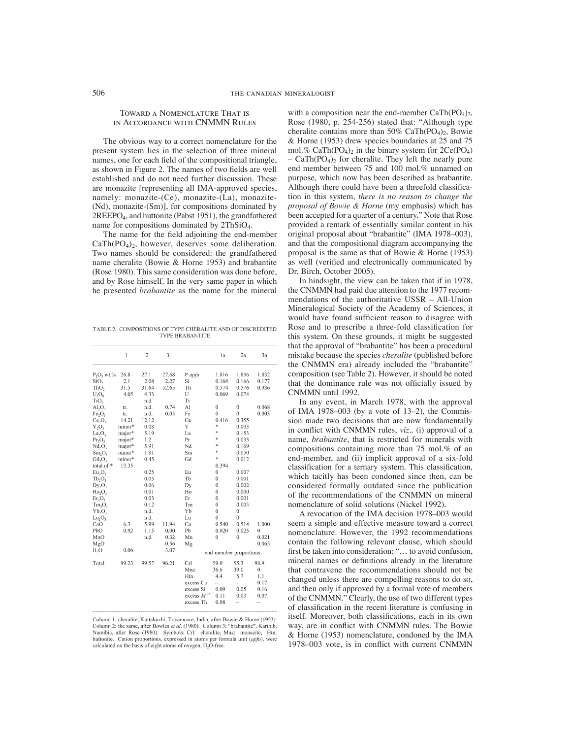## Toward a Nomenclature That is in Accordance with CNMMN Rules

The obvious way to a correct nomenclature for the present system lies in the selection of three mineral names, one for each field of the compositional triangle, as shown in Figure 2. The names of two fields are well established and do not need further discussion. These are monazite [representing all IMA-approved species, namely: monazite-(Ce), monazite-(La), monazite-(Nd), monazite-(Sm)], for compositions dominated by $2REEPO_4$, and huttonite (Pabst 1951), the grandfathered name for compositions dominated by $2ThSiO_4$.

The name for the field adjoining the end-member $CaTh(PO_4)_2$, however, deserves some deliberation. Two names should be considered: the grandfathered name cheralite (Bowie & Horne 1953) and brabantite (Rose 1980). This same consideration was done before, and by Rose himself. In the very same paper in which he presented *brabantite* as the name for the mineral with a composition near the end-member $CaTh(PO_4)_2$, Rose (1980, p. 254-256) stated that: "Although type cheralite contains more than 50% $CaTh(PO_4)_2$, Bowie & Horne (1953) drew species boundaries at 25 and 75 mol.% $CaTh(PO_4)_2$ in the binary system for $2Ce(PO_4)$ – $CaTh(PO_4)_2$ for cheralite. They left the nearly pure end member between 75 and 100 mol.% unnamed on purpose, which now has been described as brabantite. Although there could have been a threefold classification in this system, *there is no reason to change the proposal of Bowie & Horne* (my emphasis) which has been accepted for a quarter of a century." Note that Rose provided a remark of essentially similar content in his original proposal about "brabantite" (IMA 1978–003), and that the compositional diagram accompanying the proposal is the same as that of Bowie & Horne (1953) as well (verified and electronically communicated by Dr. Birch, October 2005).

TABLE 2. COMPOSITIONS OF TYPE CHERALITE AND OF DISCREDITED TYPE BRABANTITE

| | 1 | 2 | 3 | | 1a | 2a | 3a |
|---|---|---|---|---|---|---|---|
| $P_2O_5$ wt.% | 26.8 | 27.1 | 27.68 | P *apfu* | 1.816 | 1.836 | 1.832 |
| $SiO_2$ | 2.1 | 2.08 | 2.27 | Si | 0.168 | 0.166 | 0.177 |
| $ThO_2$ | 31.5 | 31.64 | 52.65 | Th | 0.574 | 0.576 | 0.936 |
| $U_3O_8$ | 4.05 | 4.33 | | U | 0.069 | 0.074 | |
| $TiO_2$ | | n.d. | | Ti | | | |
| $Al_2O_3$ | tr. | n.d. | 0.74 | Al | 0 | 0 | 0.068 |
| $Fe_2O_3$ | tr. | n.d. | 0.05 | Fe | 0 | 0 | 0.003 |
| $Ce_2O_3$ | 14.21 | 12.12 | | Ce | 0.416 | 0.355 | |
| $Y_2O_3$ | minor* | 0.08 | | Y | * | 0.003 | |
| $La_2O_3$ | major* | 5.19 | | La | * | 0.153 | |
| $Pr_2O_3$ | major* | 1.2 | | Pr | * | 0.035 | |
| $Nd_2O_3$ | major* | 5.91 | | Nd | * | 0.169 | |
| $Sm_2O_3$ | minor* | 1.81 | | Sm | * | 0.050 | |
| $Gd_2O_3$ | minor* | 0.45 | | Gd | * | 0.012 | |
| total of * | 13.35 | | | | 0.394 | | |
| $Eu_2O_3$ | | 0.25 | | Eu | 0 | 0.007 | |
| $Tb_2O_3$ | | 0.05 | | Tb | 0 | 0.001 | |
| $Dy_2O_3$ | | 0.06 | | Dy | 0 | 0.002 | |
| $Ho_2O_3$ | | 0.01 | | Ho | 0 | 0.000 | |
| $Er_2O_3$ | | 0.03 | | Er | 0 | 0.001 | |
| $Tm_2O_3$ | | 0.12 | | Tm | 0 | 0.003 | |
| $Yb_2O_3$ | | n.d. | | Yb | 0 | 0 | |
| $Lu_2O_3$ | | n.d. | | Lu | 0 | 0 | |
| CaO | 6.3 | 5.99 | 11.94 | Ca | 0.540 | 0.514 | 1.000 |
| PbO | 0.92 | 1.15 | 0.00 | Pb | 0.020 | 0.025 | 0 |
| MnO | | n.d. | 0.32 | Mn | 0 | 0 | 0.021 |
| MgO | | | 0.56 | Mg | | | 0.065 |
| $H_2O$ | 0.06 | | 3.07 | end-member proportions | | | |
| Total | 99.23 | 99.57 | 96.21 | Crl | 59.0 | 55.3 | 98.9 |
| | | | | Mnz | 36.6 | 39.0 | 0 |
| | | | | Htn | 4.4 | 5.7 | 1.1 |
| | | | | excess Ca | -- | -- | 0.17 |
| | | | | excess Si | 0.09 | 0.05 | 0.16 |
| | | | | excess $M^{3+}$ | 0.11 | 0.03 | 0.07 |
| | | | | excess Th | 0.08 | -- | -- |

Column 1: cheralite, Kuttakuzhi, Travancore, India, after Bowie & Horne (1953). Column 2: the same, after Bowles *et al.* (1980). Column 3: "brabantite", Karibib, Namibia, after Rose (1980). Symbols: Crl: cheralite, Mnz: monazite, Htn: huttonite. Cation proportions, expressed in atoms per formula unit (*apfu*), were calculated on the basis of eight atoms of oxygen, $H_2O$-free.

In hindsight, the view can be taken that if in 1978, the CNMMN had paid due attention to the 1977 recommendations of the authoritative USSR – All-Union Mineralogical Society of the Academy of Sciences, it would have found sufficient reason to disagree with Rose and to prescribe a three-fold classification for this system. On these grounds, it might be suggested that the approval of "brabantite" has been a procedural mistake because the species *cheralite* (published before the CNMMN era) already included the "brabantite" composition (see Table 2). However, it should be noted that the dominance rule was not officially issued by CNMMN until 1992.

In any event, in March 1978, with the approval of IMA 1978–003 (by a vote of 13–2), the Commission made two decisions that are now fundamentally in conflict with CNMMN rules, *viz.,* (i) approval of a name, *brabantite*, that is restricted for minerals with compositions containing more than 75 mol.% of an end-member, and (ii) implicit approval of a six-fold classification for a ternary system. This classification, which tacitly has been condoned since then, can be considered formally outdated since the publication of the recommendations of the CNMMN on mineral nomenclature of solid solutions (Nickel 1992).

A revocation of the IMA decision 1978–003 would seem a simple and effective measure toward a correct nomenclature. However, the 1992 recommendations contain the following relevant clause, which should first be taken into consideration: "… to avoid confusion, mineral names or definitions already in the literature that contravene the recommendations should not be changed unless there are compelling reasons to do so, and then only if approved by a formal vote of members of the CNMMN." Clearly, the use of two different types of classification in the recent literature is confusing in itself. Moreover, both classifications, each in its own way, are in conflict with CNMMN rules. The Bowie & Horne (1953) nomenclature, condoned by the IMA 1978–003 vote, is in conflict with current CNMMN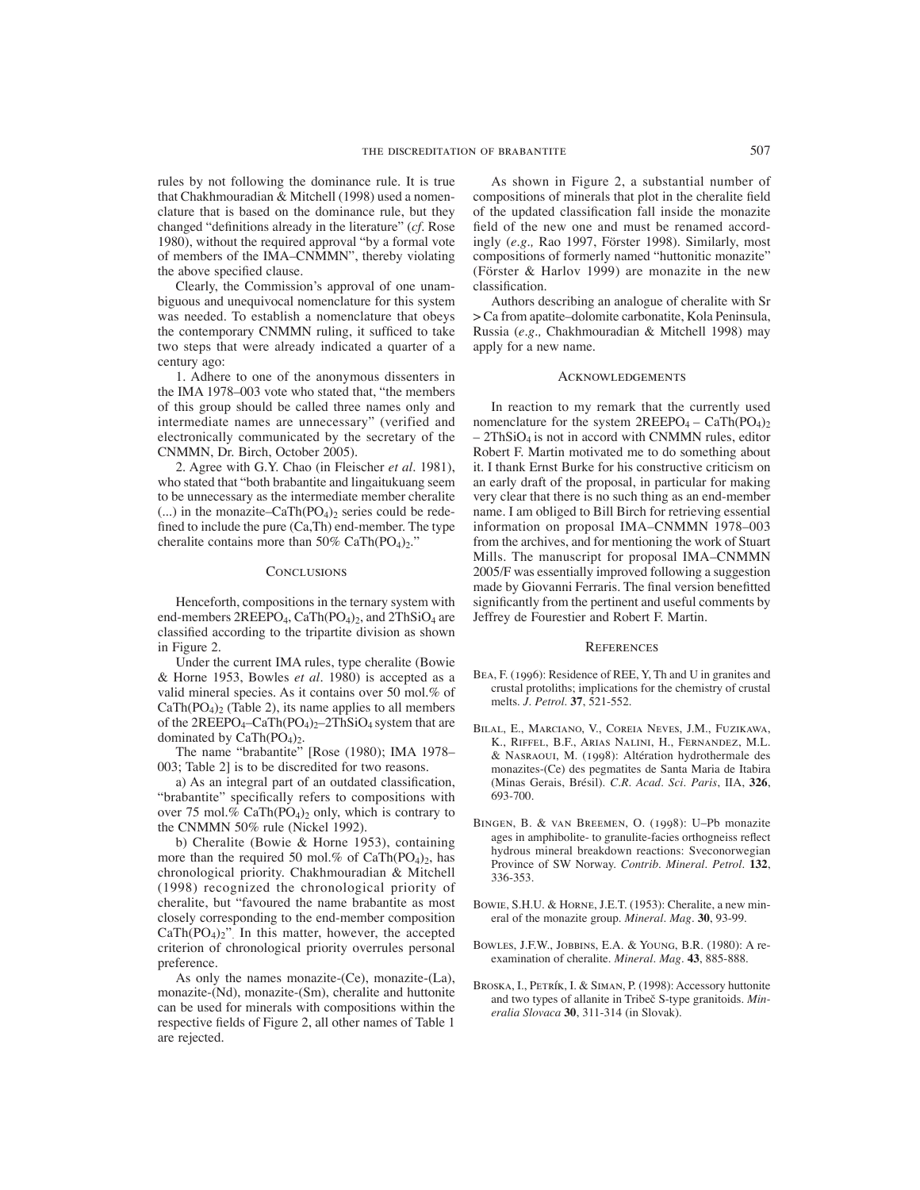rules by not following the dominance rule. It is true that Chakhmouradian & Mitchell (1998) used a nomenclature that is based on the dominance rule, but they changed "definitions already in the literature" (*cf.* Rose 1980), without the required approval "by a formal vote of members of the IMA–CNMMN", thereby violating the above specified clause.

Clearly, the Commission's approval of one unambiguous and unequivocal nomenclature for this system was needed. To establish a nomenclature that obeys the contemporary CNMMN ruling, it sufficed to take two steps that were already indicated a quarter of a century ago:

1. Adhere to one of the anonymous dissenters in the IMA 1978–003 vote who stated that, "the members of this group should be called three names only and intermediate names are unnecessary" (verified and electronically communicated by the secretary of the CNMMN, Dr. Birch, October 2005).

2. Agree with G.Y. Chao (in Fleischer *et al.* 1981), who stated that "both brabantite and lingaitukuang seem to be unnecessary as the intermediate member cheralite (...) in the monazite–$CaTh(PO_4)_2$ series could be redefined to include the pure (Ca,Th) end-member. The type cheralite contains more than 50% $CaTh(PO_4)_2$."

## Conclusions

Henceforth, compositions in the ternary system with end-members $2REEPO_4$, $CaTh(PO_4)_2$, and $2ThSiO_4$ are classified according to the tripartite division as shown in Figure 2.

Under the current IMA rules, type cheralite (Bowie & Horne 1953, Bowles *et al.* 1980) is accepted as a valid mineral species. As it contains over 50 mol.% of $CaTh(PO_4)_2$ (Table 2), its name applies to all members of the $2REEPO_4$–$CaTh(PO_4)_2$–$2ThSiO_4$ system that are dominated by $CaTh(PO_4)_2$.

The name "brabantite" [Rose (1980); IMA 1978–003; Table 2] is to be discredited for two reasons.

a) As an integral part of an outdated classification, "brabantite" specifically refers to compositions with over 75 mol.% $CaTh(PO_4)_2$ only, which is contrary to the CNMMN 50% rule (Nickel 1992).

b) Cheralite (Bowie & Horne 1953), containing more than the required 50 mol.% of $CaTh(PO_4)_2$, has chronological priority. Chakhmouradian & Mitchell (1998) recognized the chronological priority of cheralite, but "favoured the name brabantite as most closely corresponding to the end-member composition $CaTh(PO_4)_2$". In this matter, however, the accepted criterion of chronological priority overrules personal preference.

As only the names monazite-(Ce), monazite-(La), monazite-(Nd), monazite-(Sm), cheralite and huttonite can be used for minerals with compositions within the respective fields of Figure 2, all other names of Table 1 are rejected.

As shown in Figure 2, a substantial number of compositions of minerals that plot in the cheralite field of the updated classification fall inside the monazite field of the new one and must be renamed accordingly (*e.g.,* Rao 1997, Förster 1998). Similarly, most compositions of formerly named "huttonitic monazite" (Förster & Harlov 1999) are monazite in the new classification.

Authors describing an analogue of cheralite with Sr > Ca from apatite–dolomite carbonatite, Kola Peninsula, Russia (*e.g.,* Chakhmouradian & Mitchell 1998) may apply for a new name.

## Acknowledgements

In reaction to my remark that the currently used nomenclature for the system $2REEPO_4$ – $CaTh(PO_4)_2$ – $2ThSiO_4$ is not in accord with CNMMN rules, editor Robert F. Martin motivated me to do something about it. I thank Ernst Burke for his constructive criticism on an early draft of the proposal, in particular for making very clear that there is no such thing as an end-member name. I am obliged to Bill Birch for retrieving essential information on proposal IMA–CNMMN 1978–003 from the archives, and for mentioning the work of Stuart Mills. The manuscript for proposal IMA–CNMMN 2005/F was essentially improved following a suggestion made by Giovanni Ferraris. The final version benefitted significantly from the pertinent and useful comments by Jeffrey de Fourestier and Robert F. Martin.

## References

Bea, F. (1996): Residence of REE, Y, Th and U in granites and crustal protoliths; implications for the chemistry of crustal melts. *J. Petrol.* **37**, 521-552.

Bilal, E., Marciano, V., Coreia Neves, J.M., Fuzikawa, K., Riffel, B.F., Arias Nalini, H., Fernandez, M.L. & Nasraoui, M. (1998): Altération hydrothermale des monazites-(Ce) des pegmatites de Santa Maria de Itabira (Minas Gerais, Brésil). *C.R. Acad. Sci. Paris*, IIA, **326**, 693-700.

Bingen, B. & van Breemen, O. (1998): U–Pb monazite ages in amphibolite- to granulite-facies orthogneiss reflect hydrous mineral breakdown reactions: Sveconorwegian Province of SW Norway. *Contrib. Mineral. Petrol.* **132**, 336-353.

Bowie, S.H.U. & Horne, J.E.T. (1953): Cheralite, a new mineral of the monazite group. *Mineral. Mag.* **30**, 93-99.

Bowles, J.F.W., Jobbins, E.A. & Young, B.R. (1980): A re-examination of cheralite. *Mineral. Mag.* **43**, 885-888.

Broska, I., Petrík, I. & Siman, P. (1998): Accessory huttonite and two types of allanite in Tribeč S-type granitoids. *Mineralia Slovaca* **30**, 311-314 (in Slovak).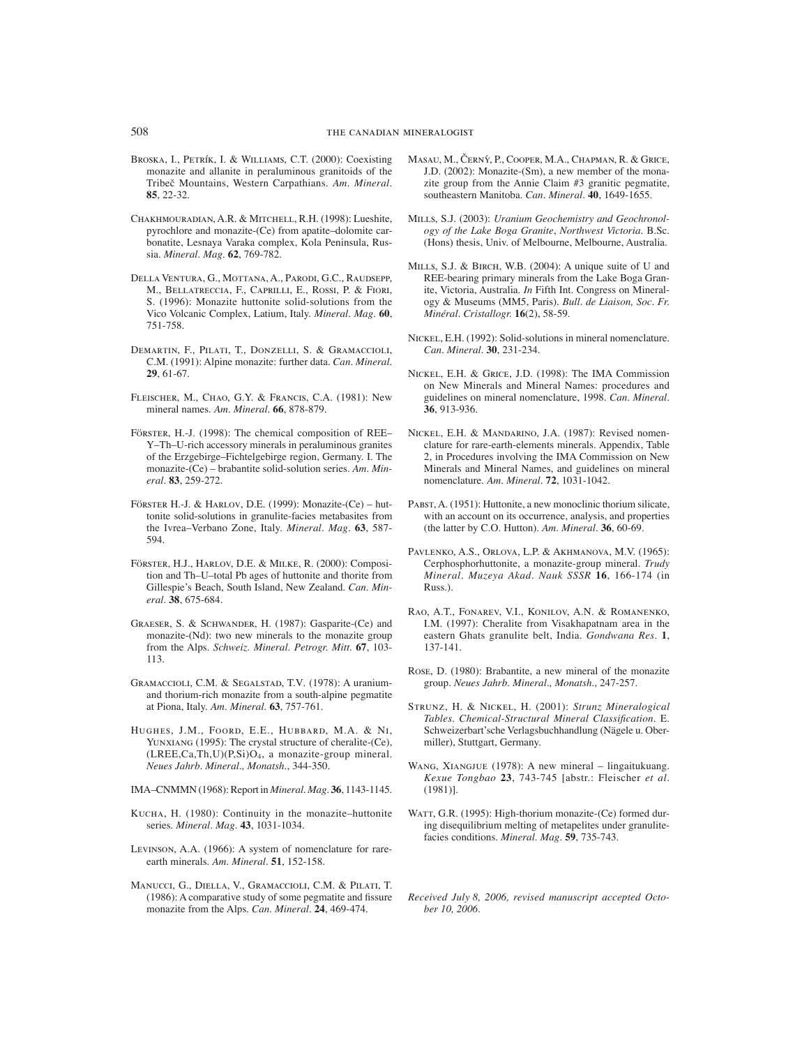Broska, I., Petrík, I. & Williams, C.T. (2000): Coexisting monazite and allanite in peraluminous granitoids of the Tribeč Mountains, Western Carpathians. *Am. Mineral.* **85**, 22-32.

Chakhmouradian, A.R. & Mitchell, R.H. (1998): Lueshite, pyrochlore and monazite-(Ce) from apatite–dolomite carbonatite, Lesnaya Varaka complex, Kola Peninsula, Russia. *Mineral. Mag.* **62**, 769-782.

Della Ventura, G., Mottana, A., Parodi, G.C., Raudsepp, M., Bellatreccia, F., Caprilli, E., Rossi, P. & Fiori, S. (1996): Monazite huttonite solid-solutions from the Vico Volcanic Complex, Latium, Italy. *Mineral. Mag.* **60**, 751-758.

Demartin, F., Pilati, T., Donzelli, S. & Gramaccioli, C.M. (1991): Alpine monazite: further data. *Can. Mineral.* **29**, 61-67.

Fleischer, M., Chao, G.Y. & Francis, C.A. (1981): New mineral names. *Am. Mineral.* **66**, 878-879.

Förster, H.-J. (1998): The chemical composition of REE–Y–Th–U-rich accessory minerals in peraluminous granites of the Erzgebirge–Fichtelgebirge region, Germany. I. The monazite-(Ce) – brabantite solid-solution series. *Am. Mineral.* **83**, 259-272.

Förster H.-J. & Harlov, D.E. (1999): Monazite-(Ce) – huttonite solid-solutions in granulite-facies metabasites from the Ivrea–Verbano Zone, Italy. *Mineral. Mag.* **63**, 587-594.

Förster, H.J., Harlov, D.E. & Milke, R. (2000): Composition and Th–U–total Pb ages of huttonite and thorite from Gillespie's Beach, South Island, New Zealand. *Can. Mineral.* **38**, 675-684.

Graeser, S. & Schwander, H. (1987): Gasparite-(Ce) and monazite-(Nd): two new minerals to the monazite group from the Alps. *Schweiz. Mineral. Petrogr. Mitt.* **67**, 103-113.

Gramaccioli, C.M. & Segalstad, T.V. (1978): A uranium- and thorium-rich monazite from a south-alpine pegmatite at Piona, Italy. *Am. Mineral.* **63**, 757-761.

Hughes, J.M., Foord, E.E., Hubbard, M.A. & Ni, Yunxiang (1995): The crystal structure of cheralite-(Ce), (LREE,Ca,Th,U)(P,Si)$O_4$, a monazite-group mineral. *Neues Jahrb. Mineral., Monatsh.*, 344-350.

IMA–CNMMN (1968): Report in *Mineral. Mag.* **36**, 1143-1145.

Kucha, H. (1980): Continuity in the monazite–huttonite series. *Mineral. Mag.* **43**, 1031-1034.

Levinson, A.A. (1966): A system of nomenclature for rare-earth minerals. *Am. Mineral.* **51**, 152-158.

Manucci, G., Diella, V., Gramaccioli, C.M. & Pilati, T. (1986): A comparative study of some pegmatite and fissure monazite from the Alps. *Can. Mineral.* **24**, 469-474.

Masau, M., Černý, P., Cooper, M.A., Chapman, R. & Grice, J.D. (2002): Monazite-(Sm), a new member of the monazite group from the Annie Claim #3 granitic pegmatite, southeastern Manitoba. *Can. Mineral.* **40**, 1649-1655.

Mills, S.J. (2003): *Uranium Geochemistry and Geochronology of the Lake Boga Granite, Northwest Victoria.* B.Sc. (Hons) thesis, Univ. of Melbourne, Melbourne, Australia.

Mills, S.J. & Birch, W.B. (2004): A unique suite of U and REE-bearing primary minerals from the Lake Boga Granite, Victoria, Australia. *In* Fifth Int. Congress on Mineralogy & Museums (MM5, Paris). *Bull. de Liaison, Soc. Fr. Minéral. Cristallogr.* **16**(2), 58-59.

Nickel, E.H. (1992): Solid-solutions in mineral nomenclature. *Can. Mineral.* **30**, 231-234.

Nickel, E.H. & Grice, J.D. (1998): The IMA Commission on New Minerals and Mineral Names: procedures and guidelines on mineral nomenclature, 1998. *Can. Mineral.* **36**, 913-936.

Nickel, E.H. & Mandarino, J.A. (1987): Revised nomenclature for rare-earth-elements minerals. Appendix, Table 2, in Procedures involving the IMA Commission on New Minerals and Mineral Names, and guidelines on mineral nomenclature. *Am. Mineral.* **72**, 1031-1042.

Pabst, A. (1951): Huttonite, a new monoclinic thorium silicate, with an account on its occurrence, analysis, and properties (the latter by C.O. Hutton). *Am. Mineral.* **36**, 60-69.

Pavlenko, A.S., Orlova, L.P. & Akhmanova, M.V. (1965): Cerphosphorhuttonite, a monazite-group mineral. *Trudy Mineral. Muzeya Akad. Nauk SSSR* **16**, 166-174 (in Russ.).

Rao, A.T., Fonarev, V.I., Konilov, A.N. & Romanenko, I.M. (1997): Cheralite from Visakhapatnam area in the eastern Ghats granulite belt, India. *Gondwana Res.* **1**, 137-141.

Rose, D. (1980): Brabantite, a new mineral of the monazite group. *Neues Jahrb. Mineral., Monatsh.*, 247-257.

Strunz, H. & Nickel, H. (2001): *Strunz Mineralogical Tables. Chemical-Structural Mineral Classification.* E. Schweizerbart'sche Verlagsbuchhandlung (Nägele u. Obermiller), Stuttgart, Germany.

Wang, Xiangjue (1978): A new mineral – lingaitukuang. *Kexue Tongbao* **23**, 743-745 [abstr.: Fleischer *et al.* (1981)].

Watt, G.R. (1995): High-thorium monazite-(Ce) formed during disequilibrium melting of metapelites under granulite-facies conditions. *Mineral. Mag.* **59**, 735-743.

*Received July 8, 2006, revised manuscript accepted October 10, 2006.*